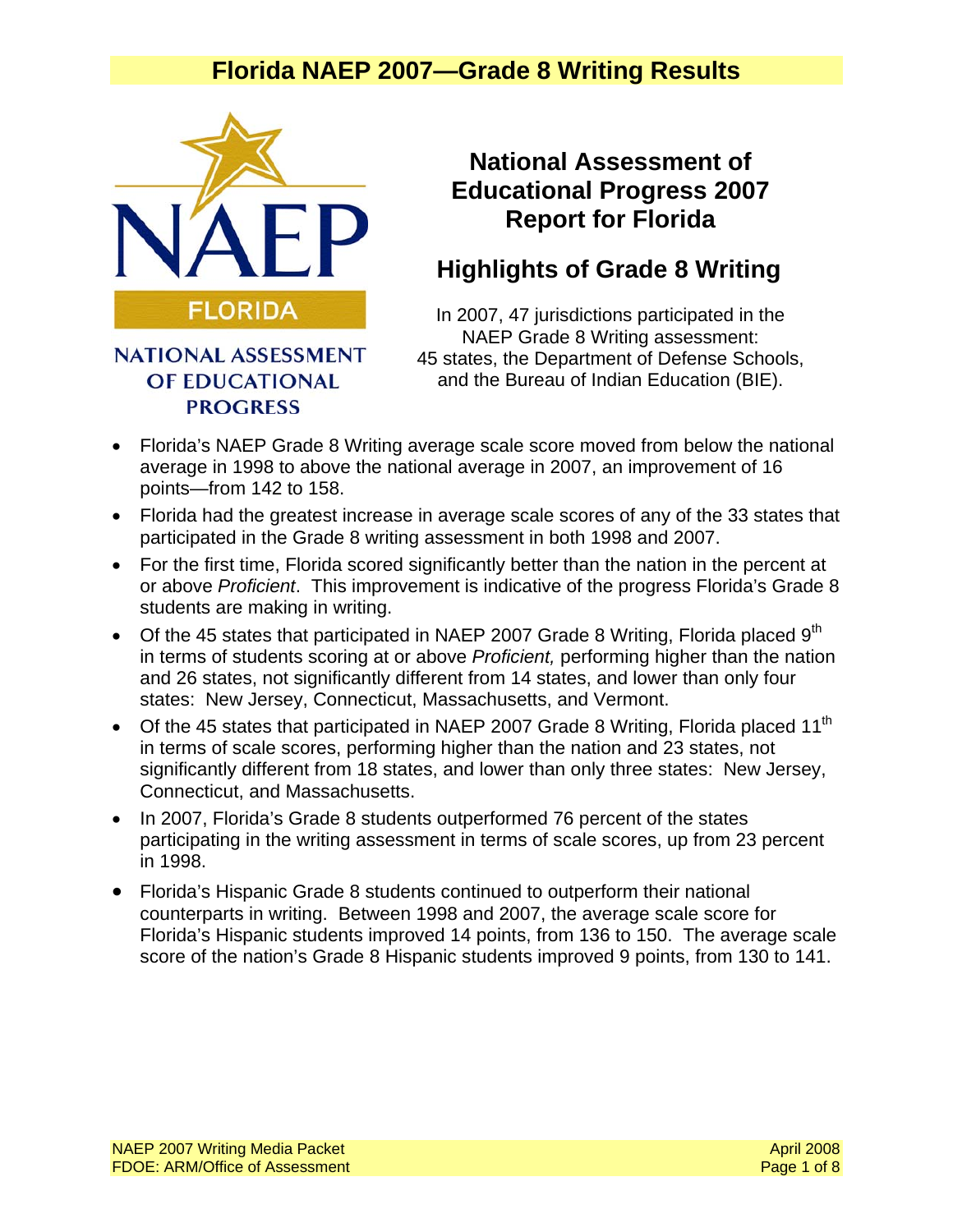# Florida NAEP 2007—Grade 8 Writing Results

NATIONAL ASSESSMENT OF EDUCATIONAL PROGRESS

## National Assessment of Educational Progress 2007 Report for Florida

## Highlights of Grade 8 Writing

In 2007, 47 jurisdictions participated in the NAEP Grade 8 Writing assessment: 45 states, the Department of Defense Schools, and the Bureau of Indian Education (BIE).

- Florida's NAEP Grade 8 Writing average scale score moved from below the national average in 1998 to above the national average in 2007, an improvement of 16 points—from 142 to 158.
- Florida had the greatest increase in average scale scores of any of the 33 states that participated in the Grade 8 writing assessment in both 1998 and 2007.
- For the first time, Florida scored significantly better than the nation in the percent at or above *Proficient*. This improvement is indicative of the progress Florida's Grade 8 students are making in writing.
- Of the 45 states that participated in NAEP 2007 Grade 8 Writing, Florida placed 9th in terms of students scoring at or above *Proficient,* performing higher than the nation and 26 states, not significantly different from 14 states, and lower than only four states: New Jersey, Connecticut, Massachusetts, and Vermont.
- Of the 45 states that participated in NAEP 2007 Grade 8 Writing, Florida placed 11th in terms of scale scores, performing higher than the nation and 23 states, not significantly different from 18 states, and lower than only three states: New Jersey, Connecticut, and Massachusetts.
- In 2007, Florida's Grade 8 students outperformed 76 percent of the states participating in the writing assessment in terms of scale scores, up from 23 percent in 1998.
- Florida's Hispanic Grade 8 students continued to outperform their national counterparts in writing. Between 1998 and 2007, the average scale score for Florida's Hispanic students improved 14 points, from 136 to 150. The average scale score of the nation's Grade 8 Hispanic students improved 9 points, from 130 to 141.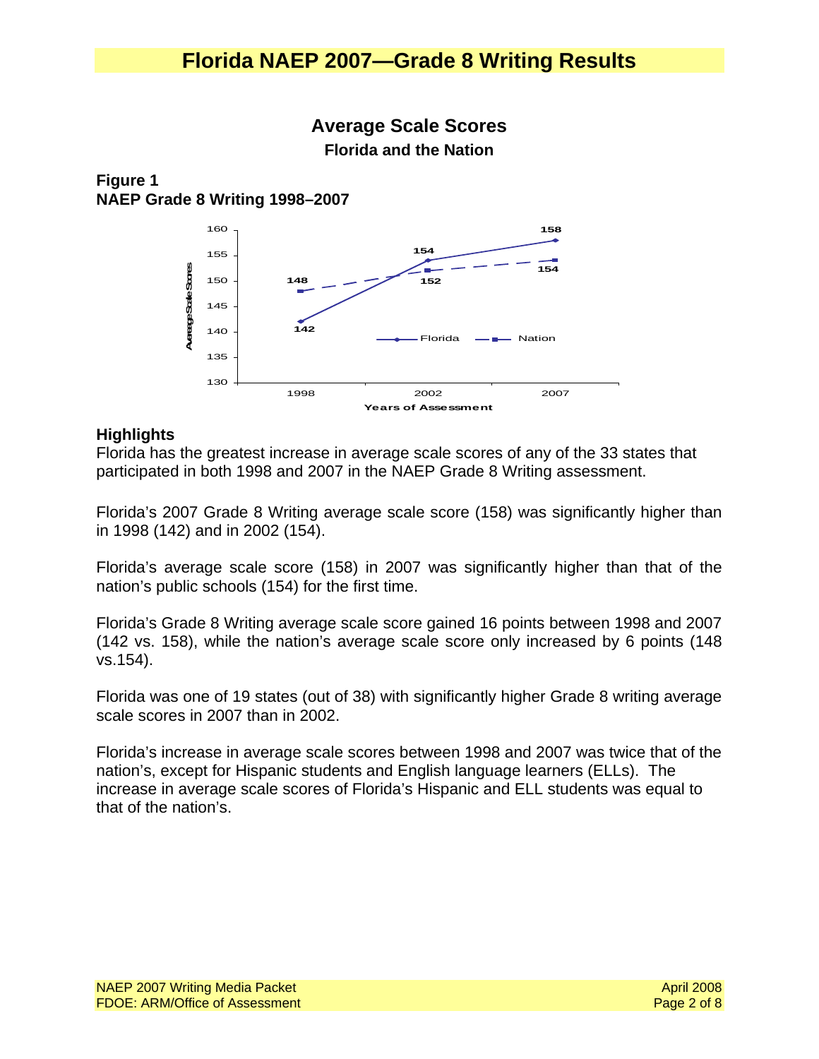# Florida NAEP 2007—Grade 8 Writing Results

## Average Scale Scores

**Florida and the Nation**

**Figure 1**
**NAEP Grade 8 Writing 1998–2007**

| Years of Assessment | Florida | Nation |
|---|---|---|
| 1998 | 142 | 148 |
| 2002 | 154 | 152 |
| 2007 | 158 | 154 |

### Highlights

Florida has the greatest increase in average scale scores of any of the 33 states that participated in both 1998 and 2007 in the NAEP Grade 8 Writing assessment.

Florida's 2007 Grade 8 Writing average scale score (158) was significantly higher than in 1998 (142) and in 2002 (154).

Florida's average scale score (158) in 2007 was significantly higher than that of the nation's public schools (154) for the first time.

Florida's Grade 8 Writing average scale score gained 16 points between 1998 and 2007 (142 vs. 158), while the nation's average scale score only increased by 6 points (148 vs.154).

Florida was one of 19 states (out of 38) with significantly higher Grade 8 writing average scale scores in 2007 than in 2002.

Florida's increase in average scale scores between 1998 and 2007 was twice that of the nation's, except for Hispanic students and English language learners (ELLs). The increase in average scale scores of Florida's Hispanic and ELL students was equal to that of the nation's.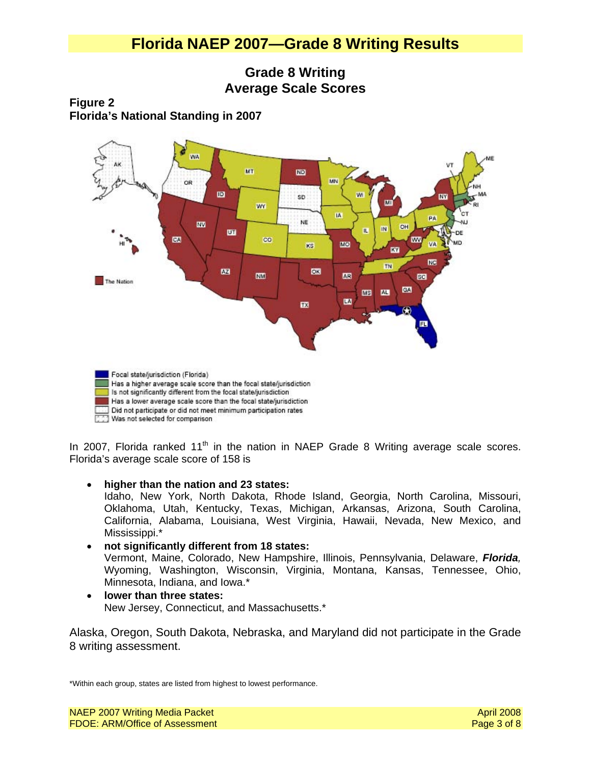# Florida NAEP 2007—Grade 8 Writing Results

## Grade 8 Writing
## Average Scale Scores

**Figure 2**
**Florida's National Standing in 2007**

In 2007, Florida ranked 11th in the nation in NAEP Grade 8 Writing average scale scores. Florida's average scale score of 158 is

- **higher than the nation and 23 states:**
  Idaho, New York, North Dakota, Rhode Island, Georgia, North Carolina, Missouri, Oklahoma, Utah, Kentucky, Texas, Michigan, Arkansas, Arizona, South Carolina, California, Alabama, Louisiana, West Virginia, Hawaii, Nevada, New Mexico, and Mississippi.*
- **not significantly different from 18 states:**
  Vermont, Maine, Colorado, New Hampshire, Illinois, Pennsylvania, Delaware, ***Florida,*** Wyoming, Washington, Wisconsin, Virginia, Montana, Kansas, Tennessee, Ohio, Minnesota, Indiana, and Iowa.*
- **lower than three states:**
  New Jersey, Connecticut, and Massachusetts.*

Alaska, Oregon, South Dakota, Nebraska, and Maryland did not participate in the Grade 8 writing assessment.

*Within each group, states are listed from highest to lowest performance.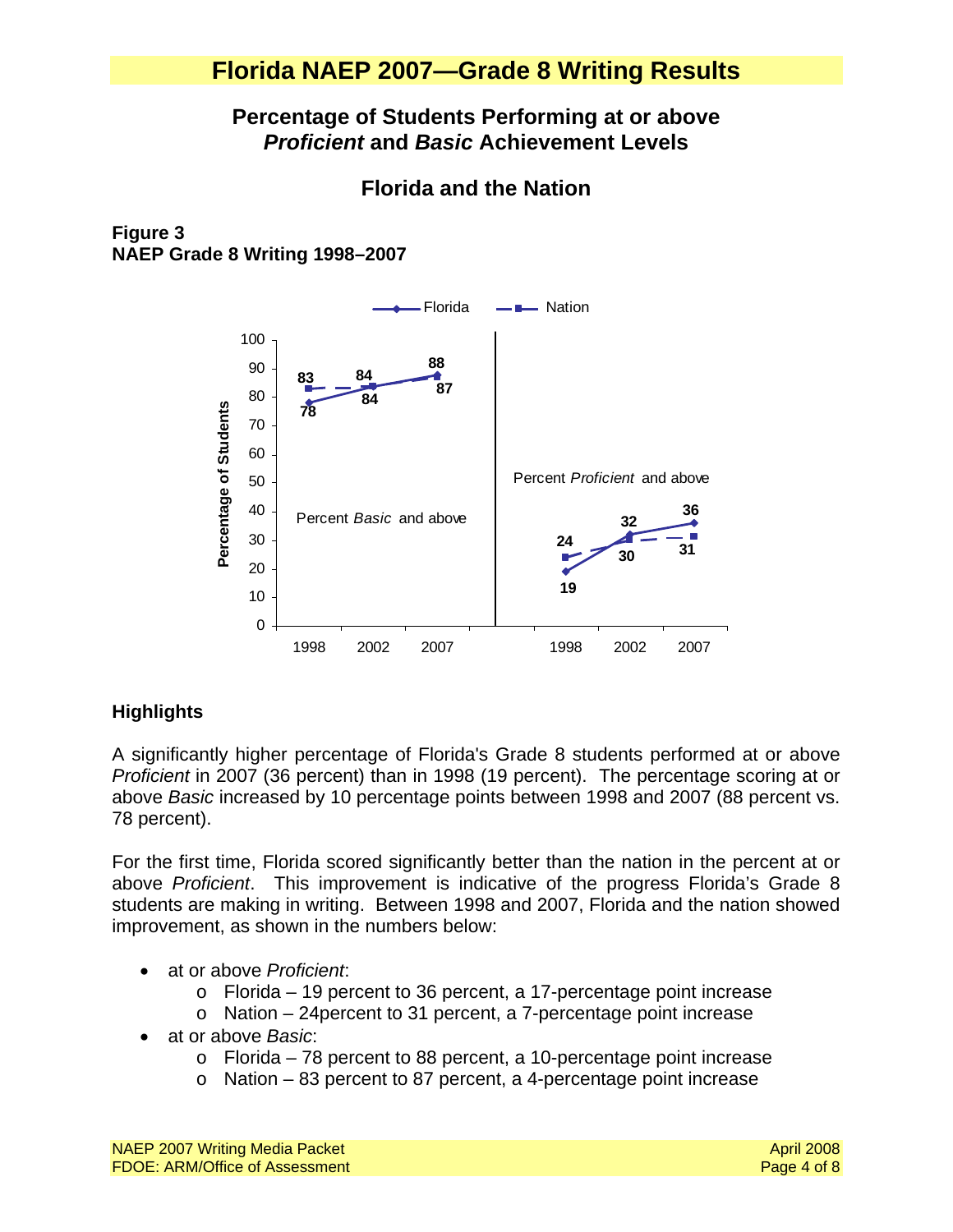# Florida NAEP 2007—Grade 8 Writing Results

## Percentage of Students Performing at or above *Proficient* and *Basic* Achievement Levels

## Florida and the Nation

**Figure 3**
**NAEP Grade 8 Writing 1998–2007**

| | Percent *Basic* and above | | | Percent *Proficient* and above | | |
|---|---|---|---|---|---|---|
| | 1998 | 2002 | 2007 | 1998 | 2002 | 2007 |
| Florida | 78 | 84 | 88 | 19 | 32 | 36 |
| Nation | 83 | 84 | 87 | 24 | 30 | 31 |

### Highlights

A significantly higher percentage of Florida's Grade 8 students performed at or above *Proficient* in 2007 (36 percent) than in 1998 (19 percent). The percentage scoring at or above *Basic* increased by 10 percentage points between 1998 and 2007 (88 percent vs. 78 percent).

For the first time, Florida scored significantly better than the nation in the percent at or above *Proficient*. This improvement is indicative of the progress Florida's Grade 8 students are making in writing. Between 1998 and 2007, Florida and the nation showed improvement, as shown in the numbers below:

- at or above *Proficient*:
  - Florida – 19 percent to 36 percent, a 17-percentage point increase
  - Nation – 24percent to 31 percent, a 7-percentage point increase
- at or above *Basic*:
  - Florida – 78 percent to 88 percent, a 10-percentage point increase
  - Nation – 83 percent to 87 percent, a 4-percentage point increase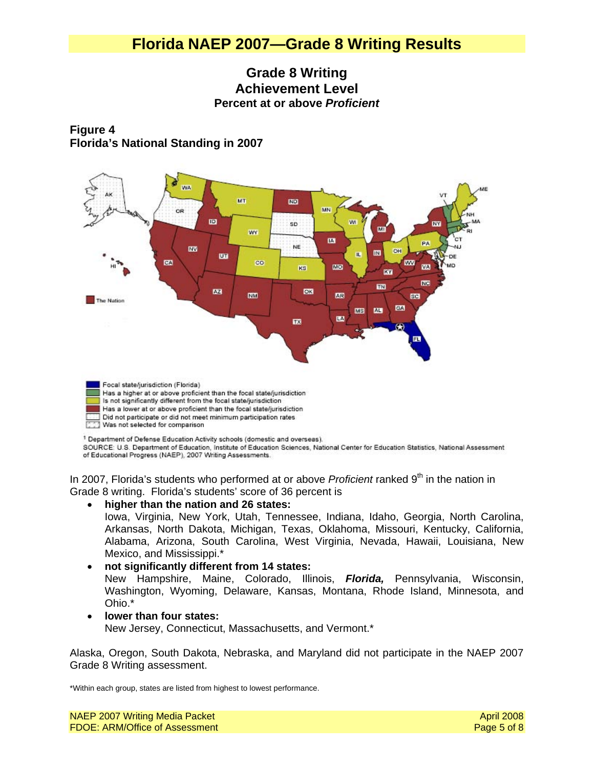# Florida NAEP 2007—Grade 8 Writing Results

## Grade 8 Writing Achievement Level

### Percent at or above *Proficient*

**Figure 4**
**Florida's National Standing in 2007**

- Focal state/jurisdiction (Florida)
- Has a higher at or above proficient than the focal state/jurisdiction
- Is not significantly different from the focal state/jurisdiction
- Has a lower at or above proficient than the focal state/jurisdiction
- Did not participate or did not meet minimum participation rates
- Was not selected for comparison

[1] Department of Defense Education Activity schools (domestic and overseas).
SOURCE: U.S. Department of Education, Institute of Education Sciences, National Center for Education Statistics, National Assessment of Educational Progress (NAEP), 2007 Writing Assessments.

In 2007, Florida's students who performed at or above *Proficient* ranked 9th in the nation in Grade 8 writing. Florida's students' score of 36 percent is

- **higher than the nation and 26 states:**
  Iowa, Virginia, New York, Utah, Tennessee, Indiana, Idaho, Georgia, North Carolina, Arkansas, North Dakota, Michigan, Texas, Oklahoma, Missouri, Kentucky, California, Alabama, Arizona, South Carolina, West Virginia, Nevada, Hawaii, Louisiana, New Mexico, and Mississippi.*
- **not significantly different from 14 states:**
  New Hampshire, Maine, Colorado, Illinois, ***Florida,*** Pennsylvania, Wisconsin, Washington, Wyoming, Delaware, Kansas, Montana, Rhode Island, Minnesota, and Ohio.*
- **lower than four states:**
  New Jersey, Connecticut, Massachusetts, and Vermont.*

Alaska, Oregon, South Dakota, Nebraska, and Maryland did not participate in the NAEP 2007 Grade 8 Writing assessment.

*Within each group, states are listed from highest to lowest performance.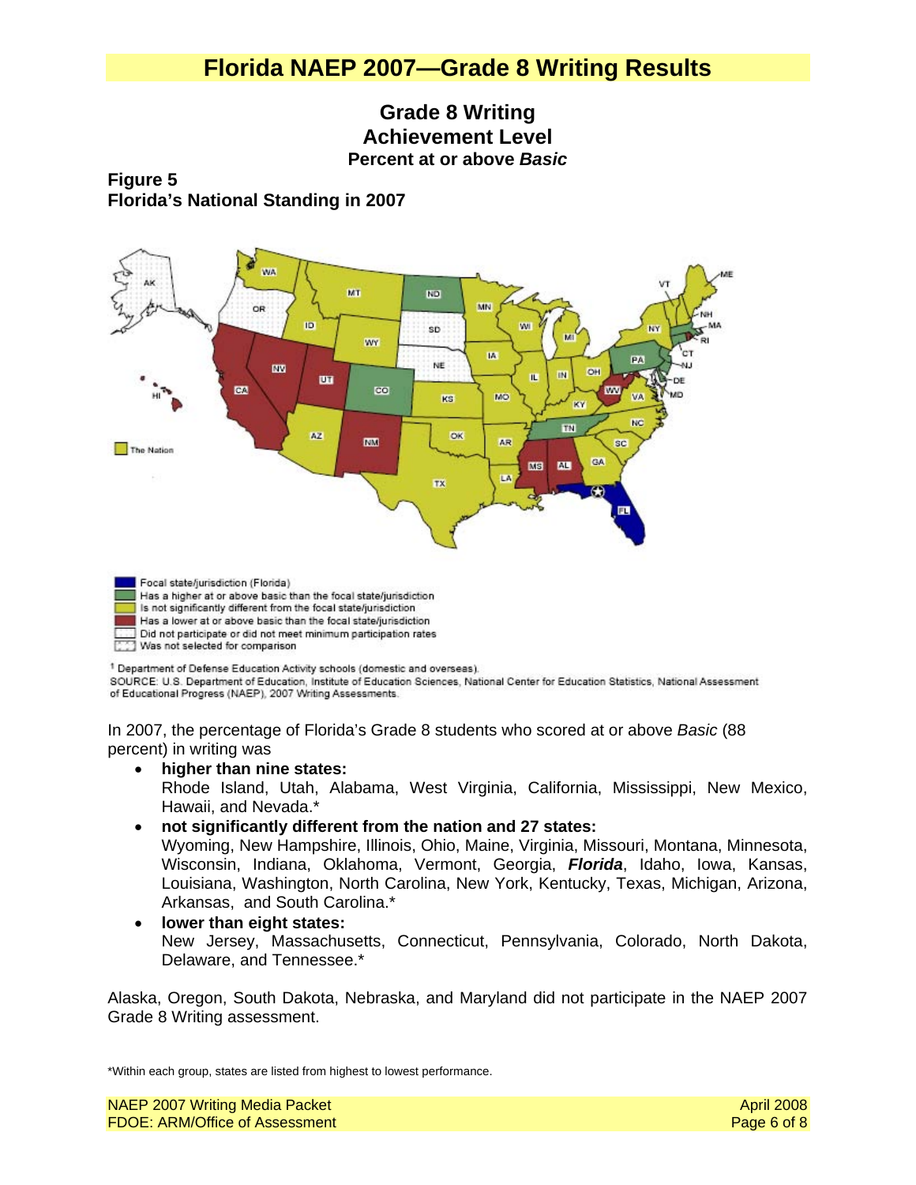# Florida NAEP 2007—Grade 8 Writing Results

### Grade 8 Writing Achievement Level

**Percent at or above *Basic***

**Figure 5**
**Florida's National Standing in 2007**

- Focal state/jurisdiction (Florida)
- Has a higher at or above basic than the focal state/jurisdiction
- Is not significantly different from the focal state/jurisdiction
- Has a lower at or above basic than the focal state/jurisdiction
- Did not participate or did not meet minimum participation rates
- Was not selected for comparison

[1] Department of Defense Education Activity schools (domestic and overseas).
SOURCE: U.S. Department of Education, Institute of Education Sciences, National Center for Education Statistics, National Assessment of Educational Progress (NAEP), 2007 Writing Assessments.

In 2007, the percentage of Florida's Grade 8 students who scored at or above *Basic* (88 percent) in writing was

- **higher than nine states:**
  Rhode Island, Utah, Alabama, West Virginia, California, Mississippi, New Mexico, Hawaii, and Nevada.*
- **not significantly different from the nation and 27 states:**
  Wyoming, New Hampshire, Illinois, Ohio, Maine, Virginia, Missouri, Montana, Minnesota, Wisconsin, Indiana, Oklahoma, Vermont, Georgia, ***Florida***, Idaho, Iowa, Kansas, Louisiana, Washington, North Carolina, New York, Kentucky, Texas, Michigan, Arizona, Arkansas, and South Carolina.*
- **lower than eight states:**
  New Jersey, Massachusetts, Connecticut, Pennsylvania, Colorado, North Dakota, Delaware, and Tennessee.*

Alaska, Oregon, South Dakota, Nebraska, and Maryland did not participate in the NAEP 2007 Grade 8 Writing assessment.

*Within each group, states are listed from highest to lowest performance.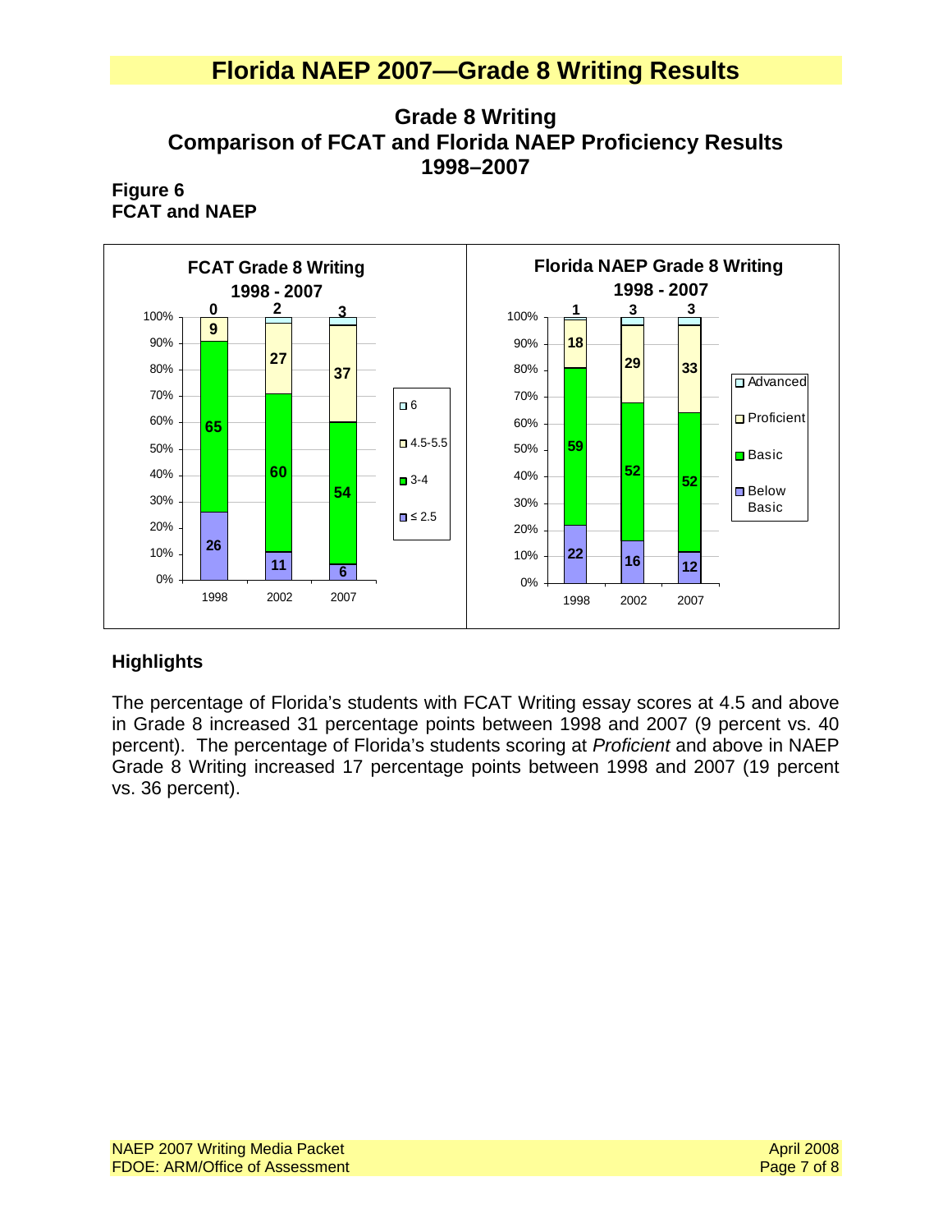# Florida NAEP 2007—Grade 8 Writing Results

## Grade 8 Writing
## Comparison of FCAT and Florida NAEP Proficiency Results
## 1998–2007

**Figure 6**
**FCAT and NAEP**

**FCAT Grade 8 Writing 1998 - 2007**

| Score | 1998 | 2002 | 2007 |
|---|---|---|---|
| 6 | 0 | 2 | 3 |
| 4.5-5.5 | 9 | 27 | 37 |
| 3-4 | 65 | 60 | 54 |
| ≤ 2.5 | 26 | 11 | 6 |

**Florida NAEP Grade 8 Writing 1998 - 2007**

| Achievement Level | 1998 | 2002 | 2007 |
|---|---|---|---|
| Advanced | 1 | 3 | 3 |
| Proficient | 18 | 29 | 33 |
| Basic | 59 | 52 | 52 |
| Below Basic | 22 | 16 | 12 |

### Highlights

The percentage of Florida's students with FCAT Writing essay scores at 4.5 and above in Grade 8 increased 31 percentage points between 1998 and 2007 (9 percent vs. 40 percent). The percentage of Florida's students scoring at *Proficient* and above in NAEP Grade 8 Writing increased 17 percentage points between 1998 and 2007 (19 percent vs. 36 percent).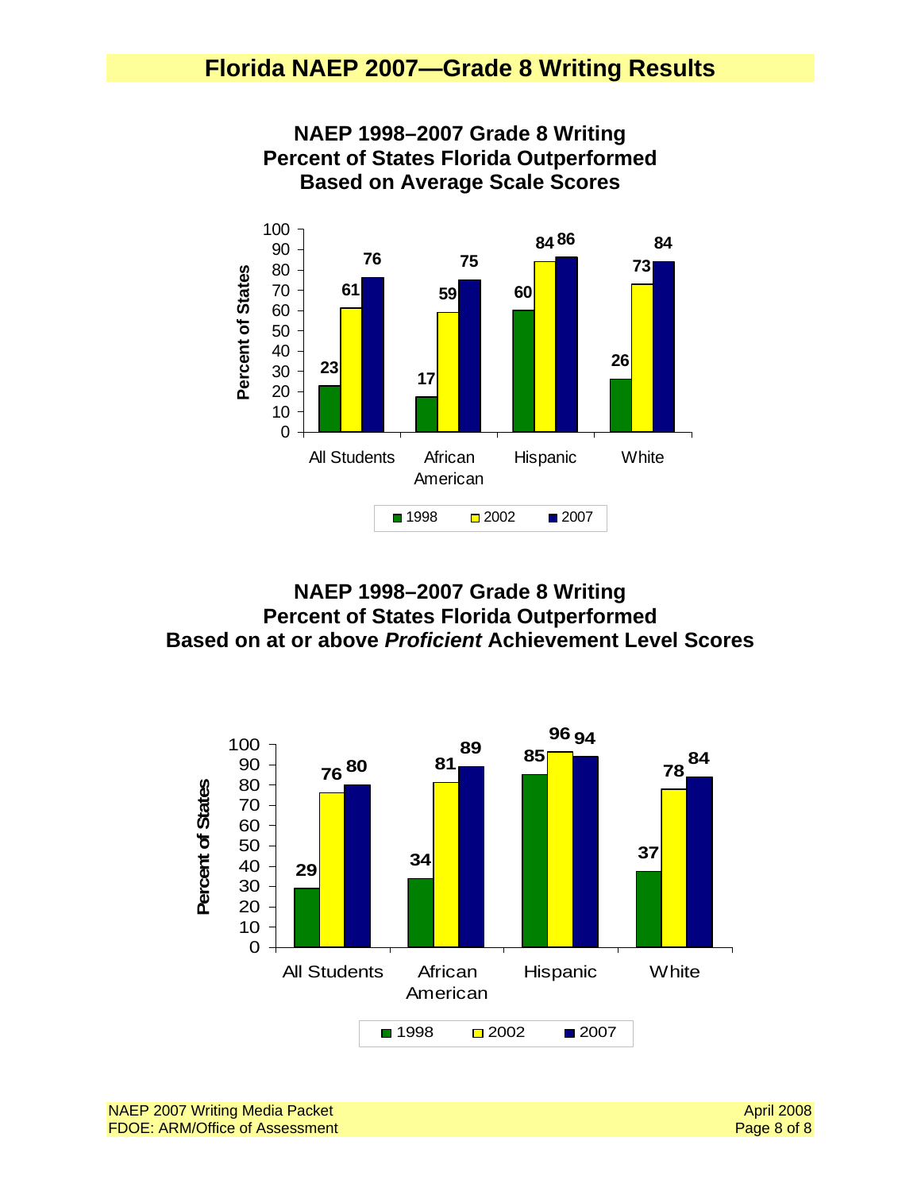# Florida NAEP 2007—Grade 8 Writing Results

## NAEP 1998–2007 Grade 8 Writing Percent of States Florida Outperformed Based on Average Scale Scores

Percent of States

100
90
80
70
60
50
40
30
20
10
0

All Students: 23, 61, 76
African American: 17, 59, 75
Hispanic: 60, 84, 86
White: 26, 73, 84

1998 2002 2007

## NAEP 1998–2007 Grade 8 Writing Percent of States Florida Outperformed Based on at or above *Proficient* Achievement Level Scores

Percent of States

100
90
80
70
60
50
40
30
20
10
0

All Students: 29, 76, 80
African American: 34, 81, 89
Hispanic: 85, 96, 94
White: 37, 78, 84

1998 2002 2007

NAEP 2007 Writing Media Packet
FDOE: ARM/Office of Assessment

April 2008